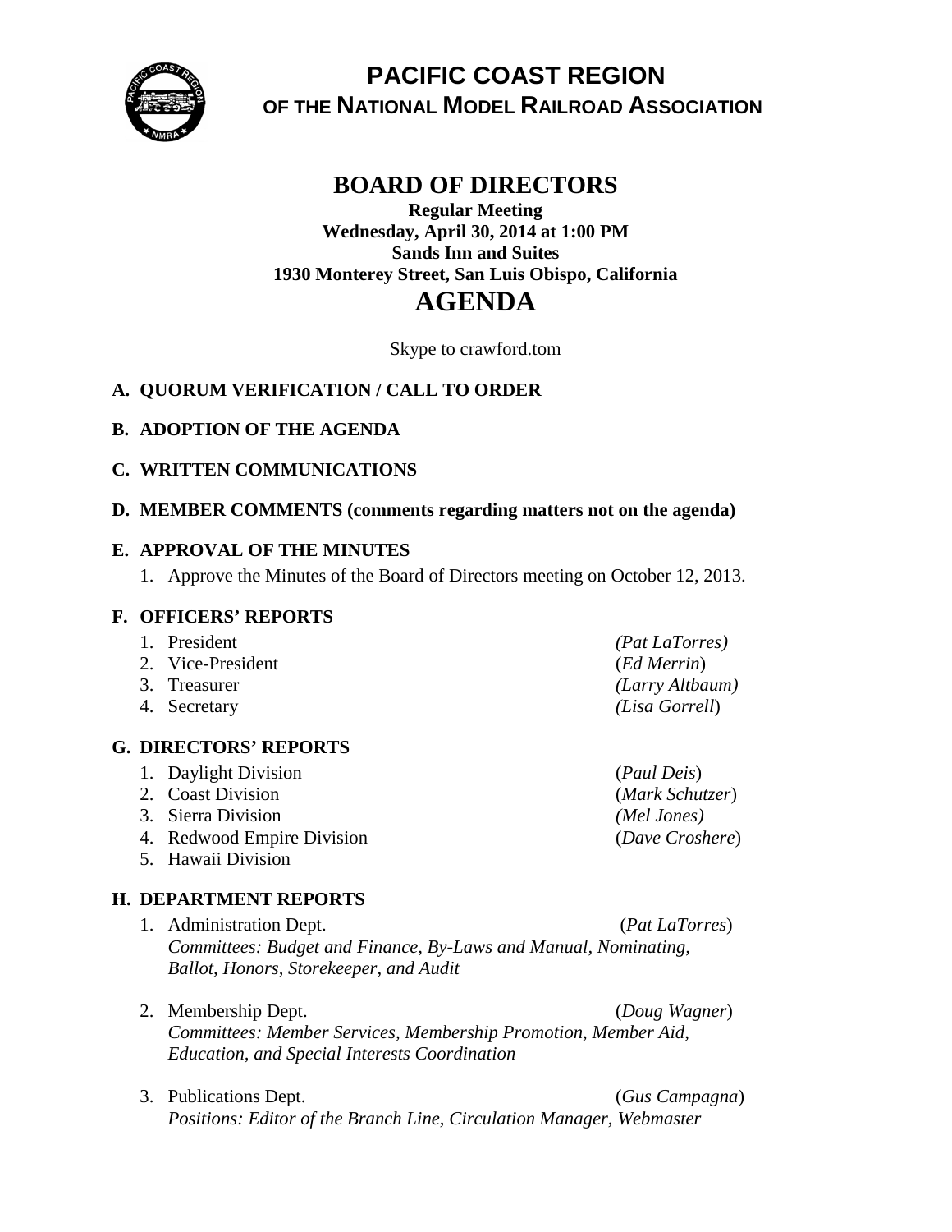# PACIFIC COAST REGION
## OF THE NATIONAL MODEL RAILROAD ASSOCIATION

# BOARD OF DIRECTORS

**Regular Meeting**
**Wednesday, April 30, 2014 at 1:00 PM**
**Sands Inn and Suites**
**1930 Monterey Street, San Luis Obispo, California**

# AGENDA

Skype to crawford.tom

### A. QUORUM VERIFICATION / CALL TO ORDER

### B. ADOPTION OF THE AGENDA

### C. WRITTEN COMMUNICATIONS

### D. MEMBER COMMENTS (comments regarding matters not on the agenda)

### E. APPROVAL OF THE MINUTES

1. Approve the Minutes of the Board of Directors meeting on October 12, 2013.

### F. OFFICERS' REPORTS

1. President *(Pat LaTorres)*
2. Vice-President (*Ed Merrin*)
3. Treasurer *(Larry Altbaum)*
4. Secretary *(Lisa Gorrell*)

### G. DIRECTORS' REPORTS

1. Daylight Division (*Paul Deis*)
2. Coast Division (*Mark Schutzer*)
3. Sierra Division *(Mel Jones)*
4. Redwood Empire Division (*Dave Croshere*)
5. Hawaii Division

### H. DEPARTMENT REPORTS

1. Administration Dept. (*Pat LaTorres*)
   *Committees: Budget and Finance, By-Laws and Manual, Nominating, Ballot, Honors, Storekeeper, and Audit*

2. Membership Dept. (*Doug Wagner*)
   *Committees: Member Services, Membership Promotion, Member Aid, Education, and Special Interests Coordination*

3. Publications Dept. (*Gus Campagna*)
   *Positions: Editor of the Branch Line, Circulation Manager, Webmaster*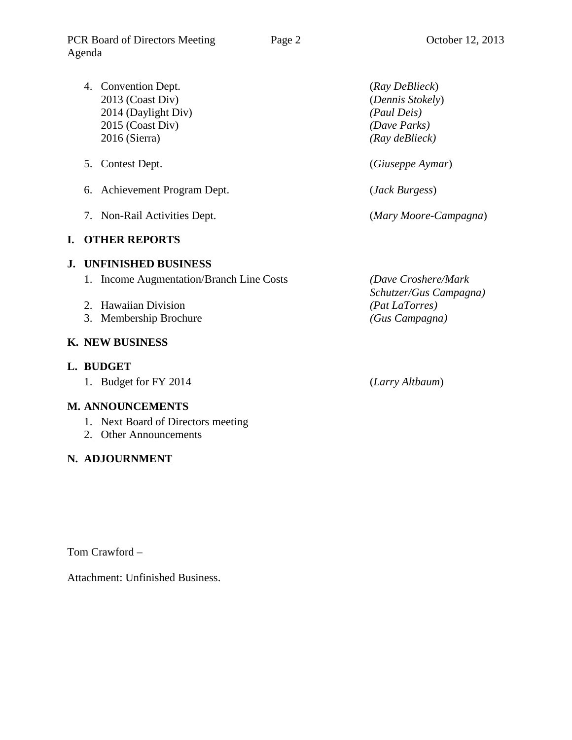4. Convention Dept. (*Ray DeBlieck*)
   2013 (Coast Div) (*Dennis Stokely*)
   2014 (Daylight Div) *(Paul Deis)*
   2015 (Coast Div) *(Dave Parks)*
   2016 (Sierra) *(Ray deBlieck)*

5. Contest Dept. (*Giuseppe Aymar*)

6. Achievement Program Dept. (*Jack Burgess*)

7. Non-Rail Activities Dept. (*Mary Moore-Campagna*)

## I. OTHER REPORTS

## J. UNFINISHED BUSINESS

1. Income Augmentation/Branch Line Costs *(Dave Croshere/Mark Schutzer/Gus Campagna)*
2. Hawaiian Division *(Pat LaTorres)*
3. Membership Brochure *(Gus Campagna)*

## K. NEW BUSINESS

## L. BUDGET

1. Budget for FY 2014 (*Larry Altbaum*)

## M. ANNOUNCEMENTS

1. Next Board of Directors meeting
2. Other Announcements

## N. ADJOURNMENT

Tom Crawford –

Attachment: Unfinished Business.